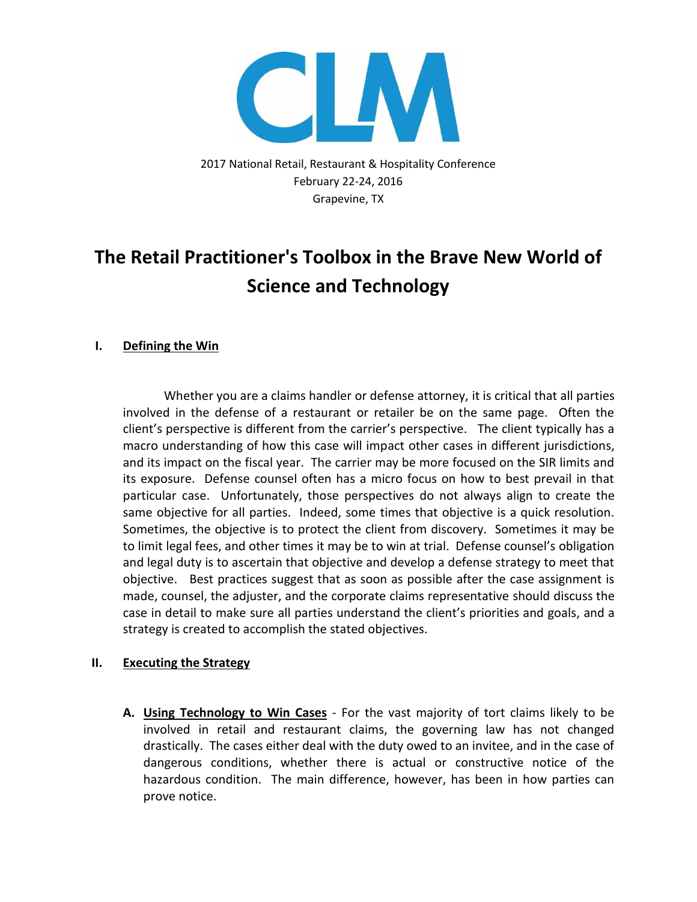CLM

2017 National Retail, Restaurant & Hospitality Conference
February 22-24, 2016
Grapevine, TX

# The Retail Practitioner's Toolbox in the Brave New World of Science and Technology

## I. Defining the Win

Whether you are a claims handler or defense attorney, it is critical that all parties involved in the defense of a restaurant or retailer be on the same page. Often the client's perspective is different from the carrier's perspective. The client typically has a macro understanding of how this case will impact other cases in different jurisdictions, and its impact on the fiscal year. The carrier may be more focused on the SIR limits and its exposure. Defense counsel often has a micro focus on how to best prevail in that particular case. Unfortunately, those perspectives do not always align to create the same objective for all parties. Indeed, some times that objective is a quick resolution. Sometimes, the objective is to protect the client from discovery. Sometimes it may be to limit legal fees, and other times it may be to win at trial. Defense counsel's obligation and legal duty is to ascertain that objective and develop a defense strategy to meet that objective. Best practices suggest that as soon as possible after the case assignment is made, counsel, the adjuster, and the corporate claims representative should discuss the case in detail to make sure all parties understand the client's priorities and goals, and a strategy is created to accomplish the stated objectives.

## II. Executing the Strategy

**A. Using Technology to Win Cases** - For the vast majority of tort claims likely to be involved in retail and restaurant claims, the governing law has not changed drastically. The cases either deal with the duty owed to an invitee, and in the case of dangerous conditions, whether there is actual or constructive notice of the hazardous condition. The main difference, however, has been in how parties can prove notice.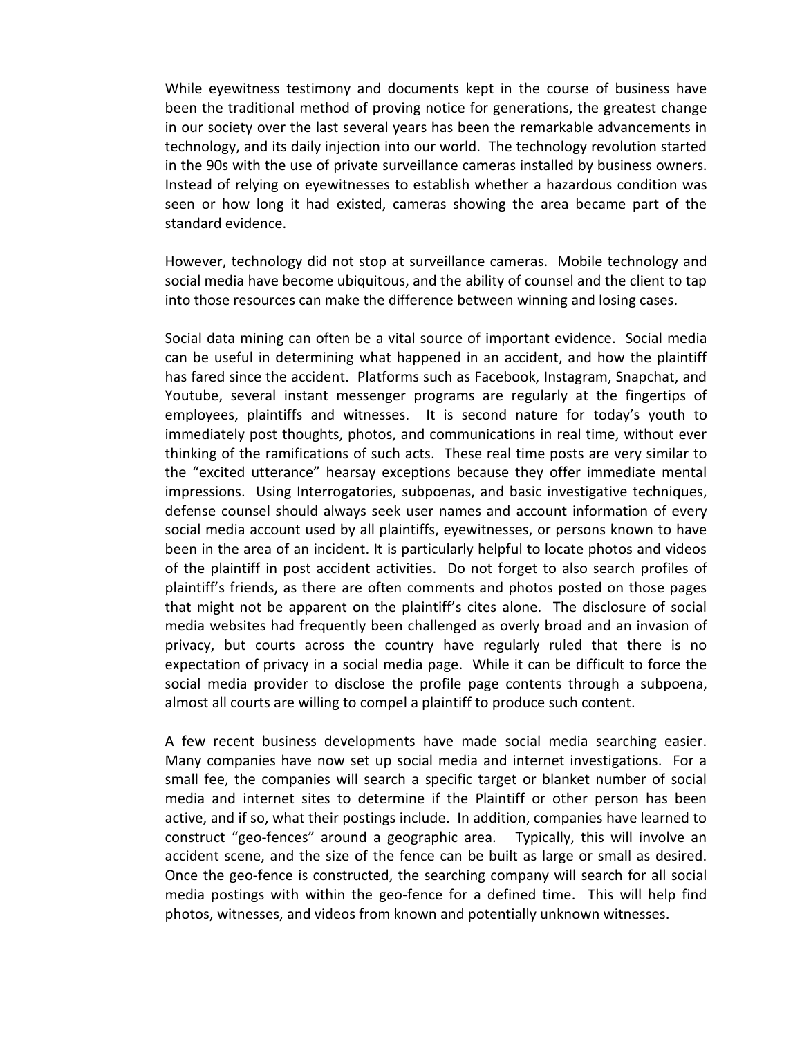While eyewitness testimony and documents kept in the course of business have been the traditional method of proving notice for generations, the greatest change in our society over the last several years has been the remarkable advancements in technology, and its daily injection into our world. The technology revolution started in the 90s with the use of private surveillance cameras installed by business owners. Instead of relying on eyewitnesses to establish whether a hazardous condition was seen or how long it had existed, cameras showing the area became part of the standard evidence.

However, technology did not stop at surveillance cameras. Mobile technology and social media have become ubiquitous, and the ability of counsel and the client to tap into those resources can make the difference between winning and losing cases.

Social data mining can often be a vital source of important evidence. Social media can be useful in determining what happened in an accident, and how the plaintiff has fared since the accident. Platforms such as Facebook, Instagram, Snapchat, and Youtube, several instant messenger programs are regularly at the fingertips of employees, plaintiffs and witnesses. It is second nature for today's youth to immediately post thoughts, photos, and communications in real time, without ever thinking of the ramifications of such acts. These real time posts are very similar to the "excited utterance" hearsay exceptions because they offer immediate mental impressions. Using Interrogatories, subpoenas, and basic investigative techniques, defense counsel should always seek user names and account information of every social media account used by all plaintiffs, eyewitnesses, or persons known to have been in the area of an incident. It is particularly helpful to locate photos and videos of the plaintiff in post accident activities. Do not forget to also search profiles of plaintiff's friends, as there are often comments and photos posted on those pages that might not be apparent on the plaintiff's cites alone. The disclosure of social media websites had frequently been challenged as overly broad and an invasion of privacy, but courts across the country have regularly ruled that there is no expectation of privacy in a social media page. While it can be difficult to force the social media provider to disclose the profile page contents through a subpoena, almost all courts are willing to compel a plaintiff to produce such content.

A few recent business developments have made social media searching easier. Many companies have now set up social media and internet investigations. For a small fee, the companies will search a specific target or blanket number of social media and internet sites to determine if the Plaintiff or other person has been active, and if so, what their postings include. In addition, companies have learned to construct "geo-fences" around a geographic area. Typically, this will involve an accident scene, and the size of the fence can be built as large or small as desired. Once the geo-fence is constructed, the searching company will search for all social media postings with within the geo-fence for a defined time. This will help find photos, witnesses, and videos from known and potentially unknown witnesses.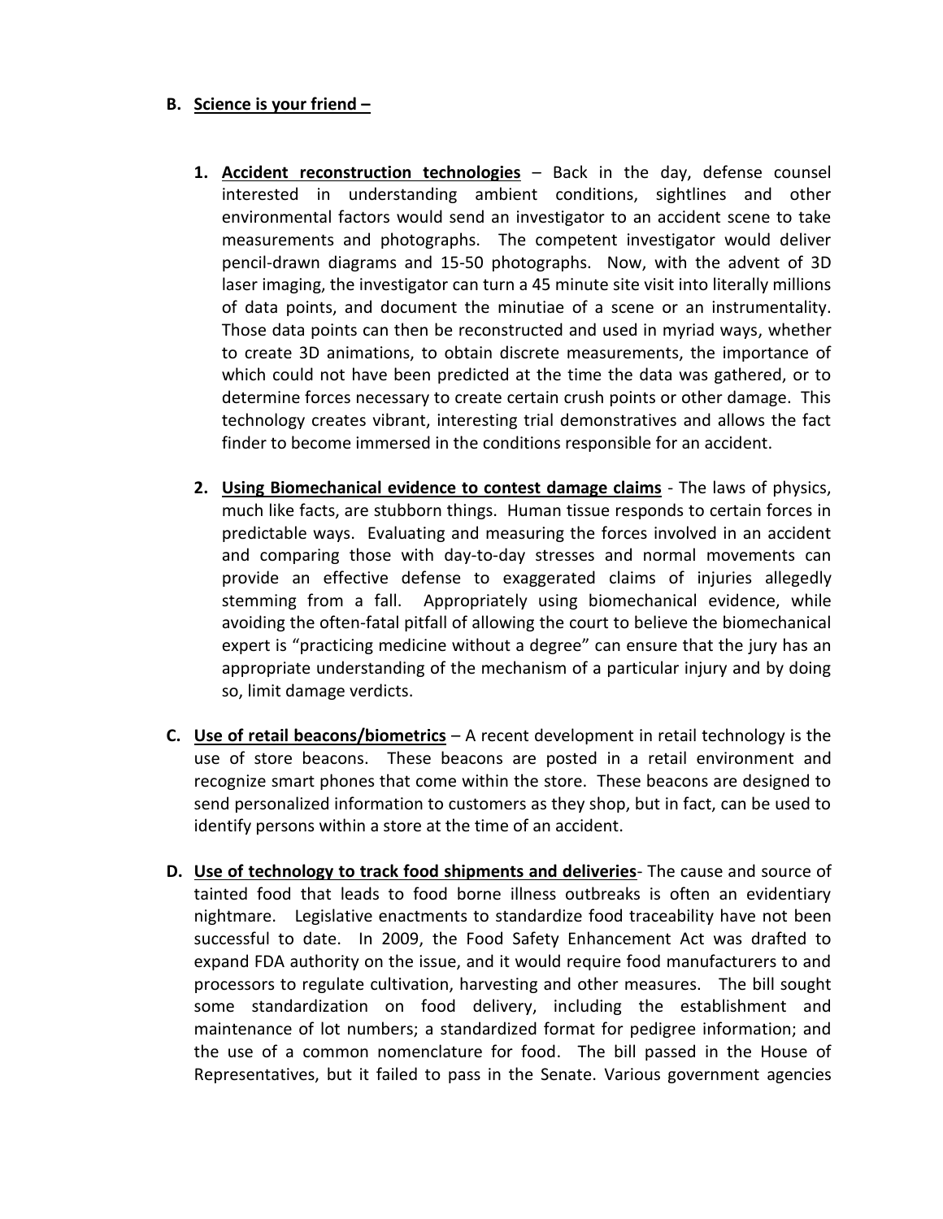**B. Science is your friend –**

1. **Accident reconstruction technologies** – Back in the day, defense counsel interested in understanding ambient conditions, sightlines and other environmental factors would send an investigator to an accident scene to take measurements and photographs. The competent investigator would deliver pencil-drawn diagrams and 15-50 photographs. Now, with the advent of 3D laser imaging, the investigator can turn a 45 minute site visit into literally millions of data points, and document the minutiae of a scene or an instrumentality. Those data points can then be reconstructed and used in myriad ways, whether to create 3D animations, to obtain discrete measurements, the importance of which could not have been predicted at the time the data was gathered, or to determine forces necessary to create certain crush points or other damage. This technology creates vibrant, interesting trial demonstratives and allows the fact finder to become immersed in the conditions responsible for an accident.

2. **Using Biomechanical evidence to contest damage claims** - The laws of physics, much like facts, are stubborn things. Human tissue responds to certain forces in predictable ways. Evaluating and measuring the forces involved in an accident and comparing those with day-to-day stresses and normal movements can provide an effective defense to exaggerated claims of injuries allegedly stemming from a fall. Appropriately using biomechanical evidence, while avoiding the often-fatal pitfall of allowing the court to believe the biomechanical expert is "practicing medicine without a degree" can ensure that the jury has an appropriate understanding of the mechanism of a particular injury and by doing so, limit damage verdicts.

**C. Use of retail beacons/biometrics** – A recent development in retail technology is the use of store beacons. These beacons are posted in a retail environment and recognize smart phones that come within the store. These beacons are designed to send personalized information to customers as they shop, but in fact, can be used to identify persons within a store at the time of an accident.

**D. Use of technology to track food shipments and deliveries**- The cause and source of tainted food that leads to food borne illness outbreaks is often an evidentiary nightmare. Legislative enactments to standardize food traceability have not been successful to date. In 2009, the Food Safety Enhancement Act was drafted to expand FDA authority on the issue, and it would require food manufacturers to and processors to regulate cultivation, harvesting and other measures. The bill sought some standardization on food delivery, including the establishment and maintenance of lot numbers; a standardized format for pedigree information; and the use of a common nomenclature for food. The bill passed in the House of Representatives, but it failed to pass in the Senate. Various government agencies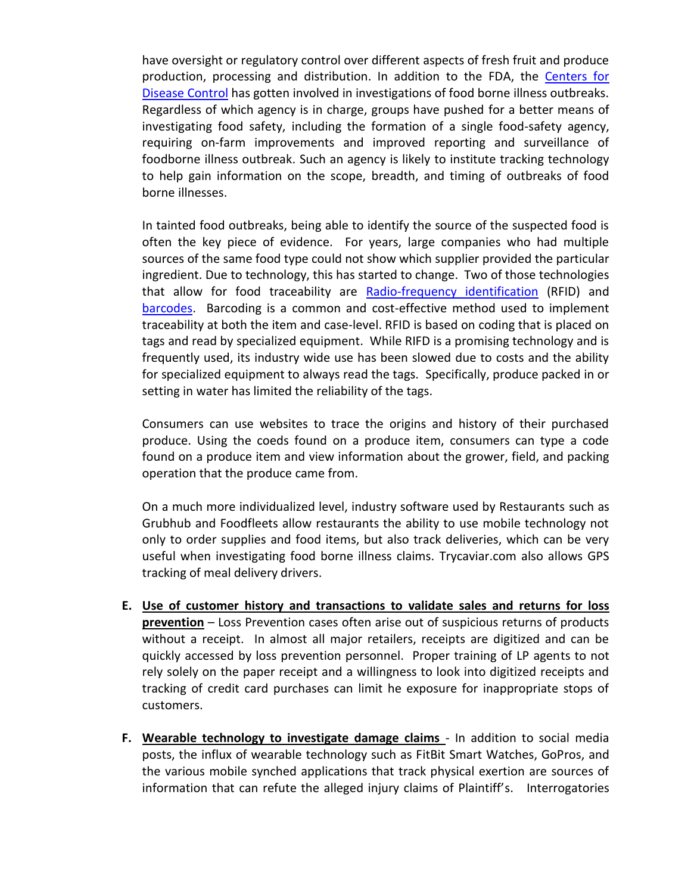have oversight or regulatory control over different aspects of fresh fruit and produce production, processing and distribution. In addition to the FDA, the [Centers for Disease Control]() has gotten involved in investigations of food borne illness outbreaks. Regardless of which agency is in charge, groups have pushed for a better means of investigating food safety, including the formation of a single food-safety agency, requiring on-farm improvements and improved reporting and surveillance of foodborne illness outbreak. Such an agency is likely to institute tracking technology to help gain information on the scope, breadth, and timing of outbreaks of food borne illnesses.

In tainted food outbreaks, being able to identify the source of the suspected food is often the key piece of evidence. For years, large companies who had multiple sources of the same food type could not show which supplier provided the particular ingredient. Due to technology, this has started to change. Two of those technologies that allow for food traceability are [Radio-frequency identification]() (RFID) and [barcodes](). Barcoding is a common and cost-effective method used to implement traceability at both the item and case-level. RFID is based on coding that is placed on tags and read by specialized equipment. While RIFD is a promising technology and is frequently used, its industry wide use has been slowed due to costs and the ability for specialized equipment to always read the tags. Specifically, produce packed in or setting in water has limited the reliability of the tags.

Consumers can use websites to trace the origins and history of their purchased produce. Using the coeds found on a produce item, consumers can type a code found on a produce item and view information about the grower, field, and packing operation that the produce came from.

On a much more individualized level, industry software used by Restaurants such as Grubhub and Foodfleets allow restaurants the ability to use mobile technology not only to order supplies and food items, but also track deliveries, which can be very useful when investigating food borne illness claims. Trycaviar.com also allows GPS tracking of meal delivery drivers.

**E.** **<u>Use of customer history and transactions to validate sales and returns for loss prevention</u>** – Loss Prevention cases often arise out of suspicious returns of products without a receipt. In almost all major retailers, receipts are digitized and can be quickly accessed by loss prevention personnel. Proper training of LP agents to not rely solely on the paper receipt and a willingness to look into digitized receipts and tracking of credit card purchases can limit he exposure for inappropriate stops of customers.

**F.** **<u>Wearable technology to investigate damage claims</u>** - In addition to social media posts, the influx of wearable technology such as FitBit Smart Watches, GoPros, and the various mobile synched applications that track physical exertion are sources of information that can refute the alleged injury claims of Plaintiff's. Interrogatories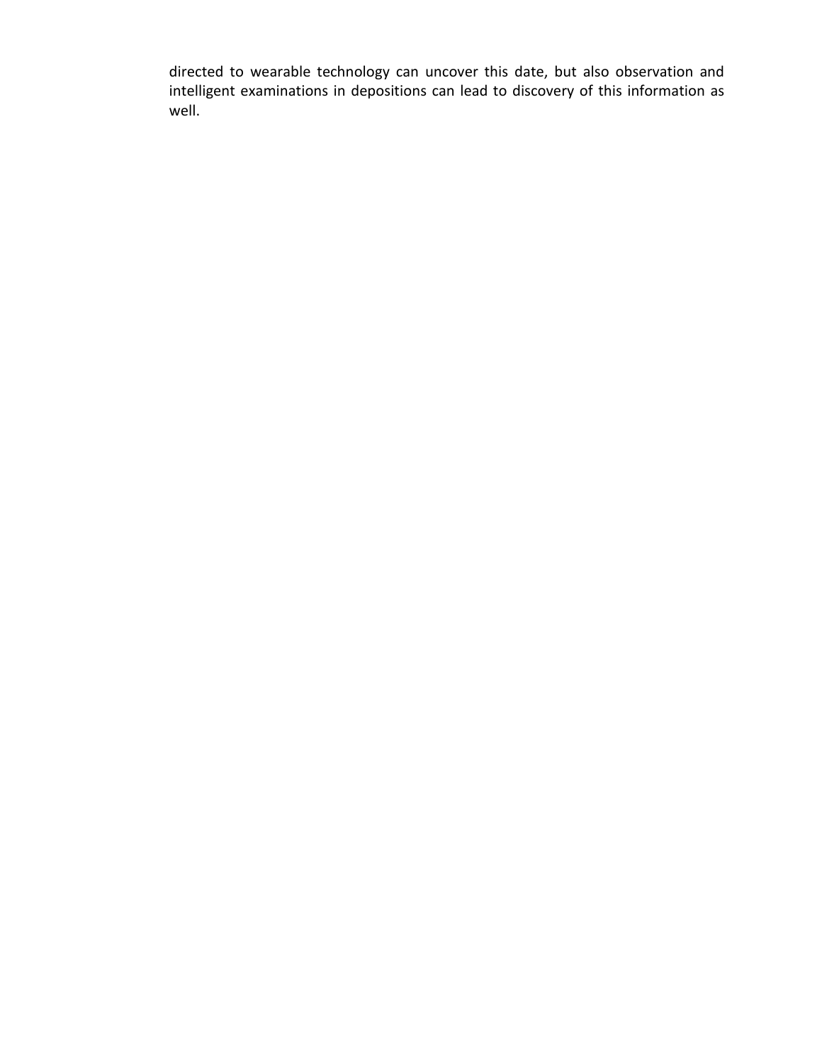directed to wearable technology can uncover this date, but also observation and intelligent examinations in depositions can lead to discovery of this information as well.